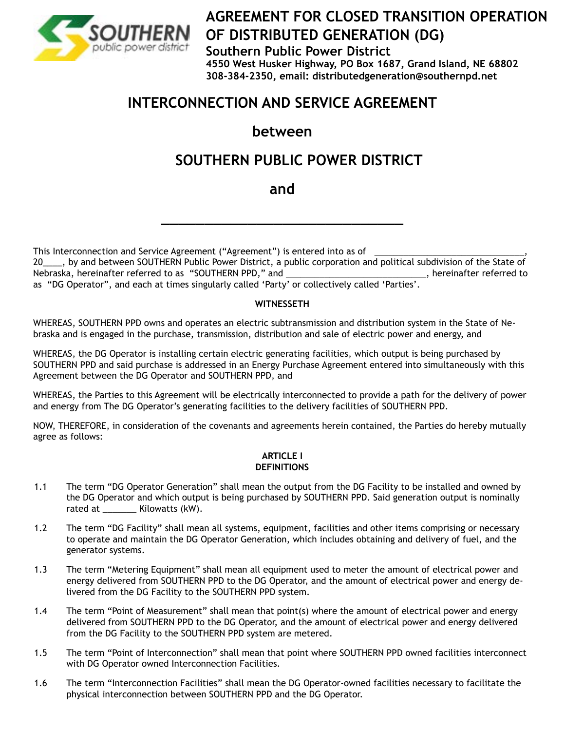# AGREEMENT FOR CLOSED TRANSITION OPERATION OF DISTRIBUTED GENERATION (DG)

**Southern Public Power District**

**4550 West Husker Highway, PO Box 1687, Grand Island, NE 68802**

**308-384-2350, email: distributedgeneration@southernpd.net**

## INTERCONNECTION AND SERVICE AGREEMENT

## between

## SOUTHERN PUBLIC POWER DISTRICT

## and

## ______________________________

This Interconnection and Service Agreement ("Agreement") is entered into as of ______________________________, 20____, by and between SOUTHERN Public Power District, a public corporation and political subdivision of the State of Nebraska, hereinafter referred to as "SOUTHERN PPD," and ____________________________, hereinafter referred to as "DG Operator", and each at times singularly called 'Party' or collectively called 'Parties'.

**WITNESSETH**

WHEREAS, SOUTHERN PPD owns and operates an electric subtransmission and distribution system in the State of Nebraska and is engaged in the purchase, transmission, distribution and sale of electric power and energy, and

WHEREAS, the DG Operator is installing certain electric generating facilities, which output is being purchased by SOUTHERN PPD and said purchase is addressed in an Energy Purchase Agreement entered into simultaneously with this Agreement between the DG Operator and SOUTHERN PPD, and

WHEREAS, the Parties to this Agreement will be electrically interconnected to provide a path for the delivery of power and energy from The DG Operator's generating facilities to the delivery facilities of SOUTHERN PPD.

NOW, THEREFORE, in consideration of the covenants and agreements herein contained, the Parties do hereby mutually agree as follows:

**ARTICLE I**
**DEFINITIONS**

1.1 The term "DG Operator Generation" shall mean the output from the DG Facility to be installed and owned by the DG Operator and which output is being purchased by SOUTHERN PPD. Said generation output is nominally rated at _______ Kilowatts (kW).

1.2 The term "DG Facility" shall mean all systems, equipment, facilities and other items comprising or necessary to operate and maintain the DG Operator Generation, which includes obtaining and delivery of fuel, and the generator systems.

1.3 The term "Metering Equipment" shall mean all equipment used to meter the amount of electrical power and energy delivered from SOUTHERN PPD to the DG Operator, and the amount of electrical power and energy delivered from the DG Facility to the SOUTHERN PPD system.

1.4 The term "Point of Measurement" shall mean that point(s) where the amount of electrical power and energy delivered from SOUTHERN PPD to the DG Operator, and the amount of electrical power and energy delivered from the DG Facility to the SOUTHERN PPD system are metered.

1.5 The term "Point of Interconnection" shall mean that point where SOUTHERN PPD owned facilities interconnect with DG Operator owned Interconnection Facilities.

1.6 The term "Interconnection Facilities" shall mean the DG Operator-owned facilities necessary to facilitate the physical interconnection between SOUTHERN PPD and the DG Operator.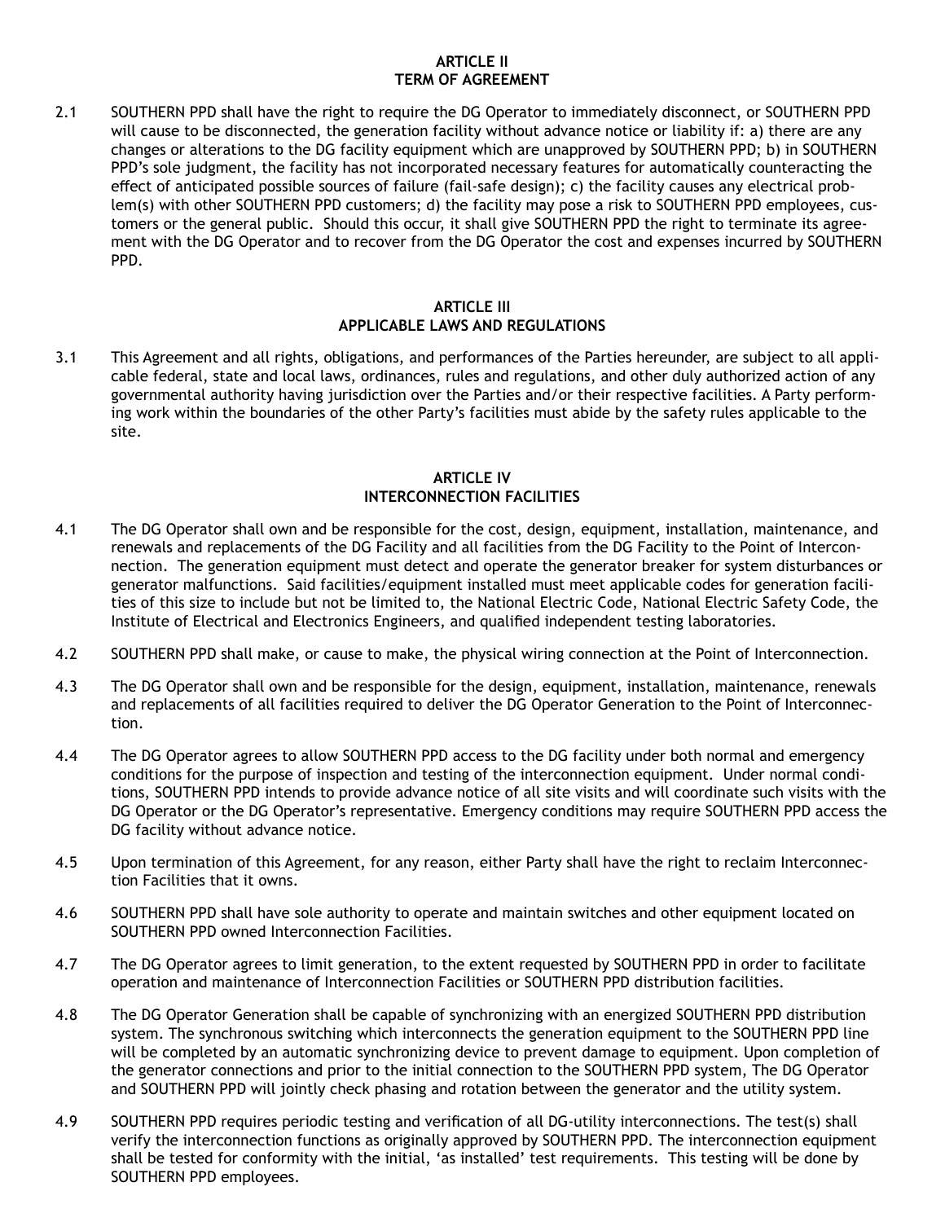## ARTICLE II
## TERM OF AGREEMENT

2.1 SOUTHERN PPD shall have the right to require the DG Operator to immediately disconnect, or SOUTHERN PPD will cause to be disconnected, the generation facility without advance notice or liability if: a) there are any changes or alterations to the DG facility equipment which are unapproved by SOUTHERN PPD; b) in SOUTHERN PPD's sole judgment, the facility has not incorporated necessary features for automatically counteracting the effect of anticipated possible sources of failure (fail-safe design); c) the facility causes any electrical problem(s) with other SOUTHERN PPD customers; d) the facility may pose a risk to SOUTHERN PPD employees, customers or the general public. Should this occur, it shall give SOUTHERN PPD the right to terminate its agreement with the DG Operator and to recover from the DG Operator the cost and expenses incurred by SOUTHERN PPD.

## ARTICLE III
## APPLICABLE LAWS AND REGULATIONS

3.1 This Agreement and all rights, obligations, and performances of the Parties hereunder, are subject to all applicable federal, state and local laws, ordinances, rules and regulations, and other duly authorized action of any governmental authority having jurisdiction over the Parties and/or their respective facilities. A Party performing work within the boundaries of the other Party's facilities must abide by the safety rules applicable to the site.

## ARTICLE IV
## INTERCONNECTION FACILITIES

4.1 The DG Operator shall own and be responsible for the cost, design, equipment, installation, maintenance, and renewals and replacements of the DG Facility and all facilities from the DG Facility to the Point of Interconnection. The generation equipment must detect and operate the generator breaker for system disturbances or generator malfunctions. Said facilities/equipment installed must meet applicable codes for generation facilities of this size to include but not be limited to, the National Electric Code, National Electric Safety Code, the Institute of Electrical and Electronics Engineers, and qualified independent testing laboratories.

4.2 SOUTHERN PPD shall make, or cause to make, the physical wiring connection at the Point of Interconnection.

4.3 The DG Operator shall own and be responsible for the design, equipment, installation, maintenance, renewals and replacements of all facilities required to deliver the DG Operator Generation to the Point of Interconnection.

4.4 The DG Operator agrees to allow SOUTHERN PPD access to the DG facility under both normal and emergency conditions for the purpose of inspection and testing of the interconnection equipment. Under normal conditions, SOUTHERN PPD intends to provide advance notice of all site visits and will coordinate such visits with the DG Operator or the DG Operator's representative. Emergency conditions may require SOUTHERN PPD access the DG facility without advance notice.

4.5 Upon termination of this Agreement, for any reason, either Party shall have the right to reclaim Interconnection Facilities that it owns.

4.6 SOUTHERN PPD shall have sole authority to operate and maintain switches and other equipment located on SOUTHERN PPD owned Interconnection Facilities.

4.7 The DG Operator agrees to limit generation, to the extent requested by SOUTHERN PPD in order to facilitate operation and maintenance of Interconnection Facilities or SOUTHERN PPD distribution facilities.

4.8 The DG Operator Generation shall be capable of synchronizing with an energized SOUTHERN PPD distribution system. The synchronous switching which interconnects the generation equipment to the SOUTHERN PPD line will be completed by an automatic synchronizing device to prevent damage to equipment. Upon completion of the generator connections and prior to the initial connection to the SOUTHERN PPD system, The DG Operator and SOUTHERN PPD will jointly check phasing and rotation between the generator and the utility system.

4.9 SOUTHERN PPD requires periodic testing and verification of all DG-utility interconnections. The test(s) shall verify the interconnection functions as originally approved by SOUTHERN PPD. The interconnection equipment shall be tested for conformity with the initial, 'as installed' test requirements. This testing will be done by SOUTHERN PPD employees.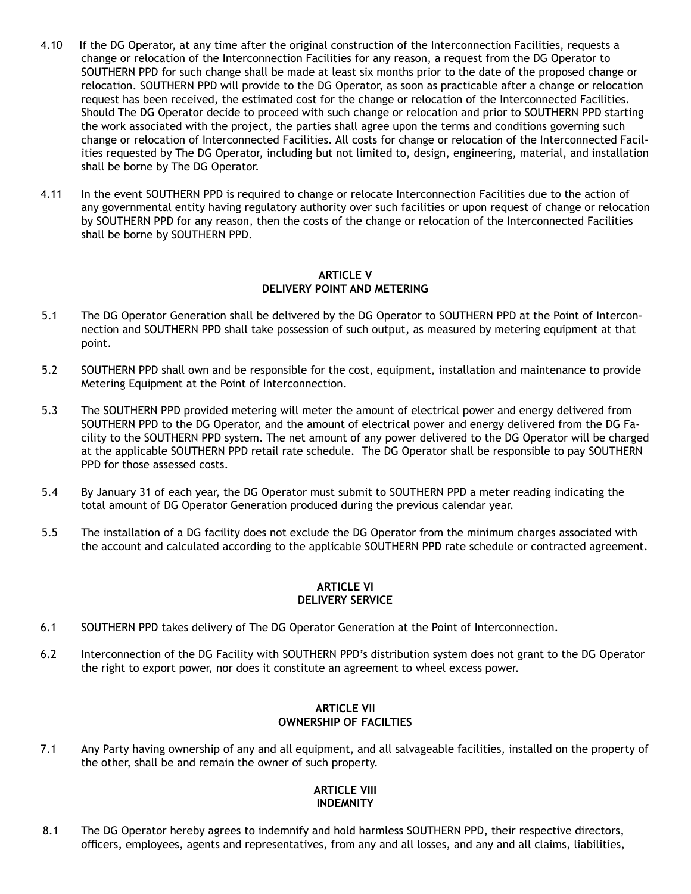4.10 If the DG Operator, at any time after the original construction of the Interconnection Facilities, requests a change or relocation of the Interconnection Facilities for any reason, a request from the DG Operator to SOUTHERN PPD for such change shall be made at least six months prior to the date of the proposed change or relocation. SOUTHERN PPD will provide to the DG Operator, as soon as practicable after a change or relocation request has been received, the estimated cost for the change or relocation of the Interconnected Facilities. Should The DG Operator decide to proceed with such change or relocation and prior to SOUTHERN PPD starting the work associated with the project, the parties shall agree upon the terms and conditions governing such change or relocation of Interconnected Facilities. All costs for change or relocation of the Interconnected Facilities requested by The DG Operator, including but not limited to, design, engineering, material, and installation shall be borne by The DG Operator.

4.11 In the event SOUTHERN PPD is required to change or relocate Interconnection Facilities due to the action of any governmental entity having regulatory authority over such facilities or upon request of change or relocation by SOUTHERN PPD for any reason, then the costs of the change or relocation of the Interconnected Facilities shall be borne by SOUTHERN PPD.

## ARTICLE V
## DELIVERY POINT AND METERING

5.1 The DG Operator Generation shall be delivered by the DG Operator to SOUTHERN PPD at the Point of Interconnection and SOUTHERN PPD shall take possession of such output, as measured by metering equipment at that point.

5.2 SOUTHERN PPD shall own and be responsible for the cost, equipment, installation and maintenance to provide Metering Equipment at the Point of Interconnection.

5.3 The SOUTHERN PPD provided metering will meter the amount of electrical power and energy delivered from SOUTHERN PPD to the DG Operator, and the amount of electrical power and energy delivered from the DG Facility to the SOUTHERN PPD system. The net amount of any power delivered to the DG Operator will be charged at the applicable SOUTHERN PPD retail rate schedule. The DG Operator shall be responsible to pay SOUTHERN PPD for those assessed costs.

5.4 By January 31 of each year, the DG Operator must submit to SOUTHERN PPD a meter reading indicating the total amount of DG Operator Generation produced during the previous calendar year.

5.5 The installation of a DG facility does not exclude the DG Operator from the minimum charges associated with the account and calculated according to the applicable SOUTHERN PPD rate schedule or contracted agreement.

## ARTICLE VI
## DELIVERY SERVICE

6.1 SOUTHERN PPD takes delivery of The DG Operator Generation at the Point of Interconnection.

6.2 Interconnection of the DG Facility with SOUTHERN PPD's distribution system does not grant to the DG Operator the right to export power, nor does it constitute an agreement to wheel excess power.

## ARTICLE VII
## OWNERSHIP OF FACILTIES

7.1 Any Party having ownership of any and all equipment, and all salvageable facilities, installed on the property of the other, shall be and remain the owner of such property.

## ARTICLE VIII
## INDEMNITY

8.1 The DG Operator hereby agrees to indemnify and hold harmless SOUTHERN PPD, their respective directors, officers, employees, agents and representatives, from any and all losses, and any and all claims, liabilities,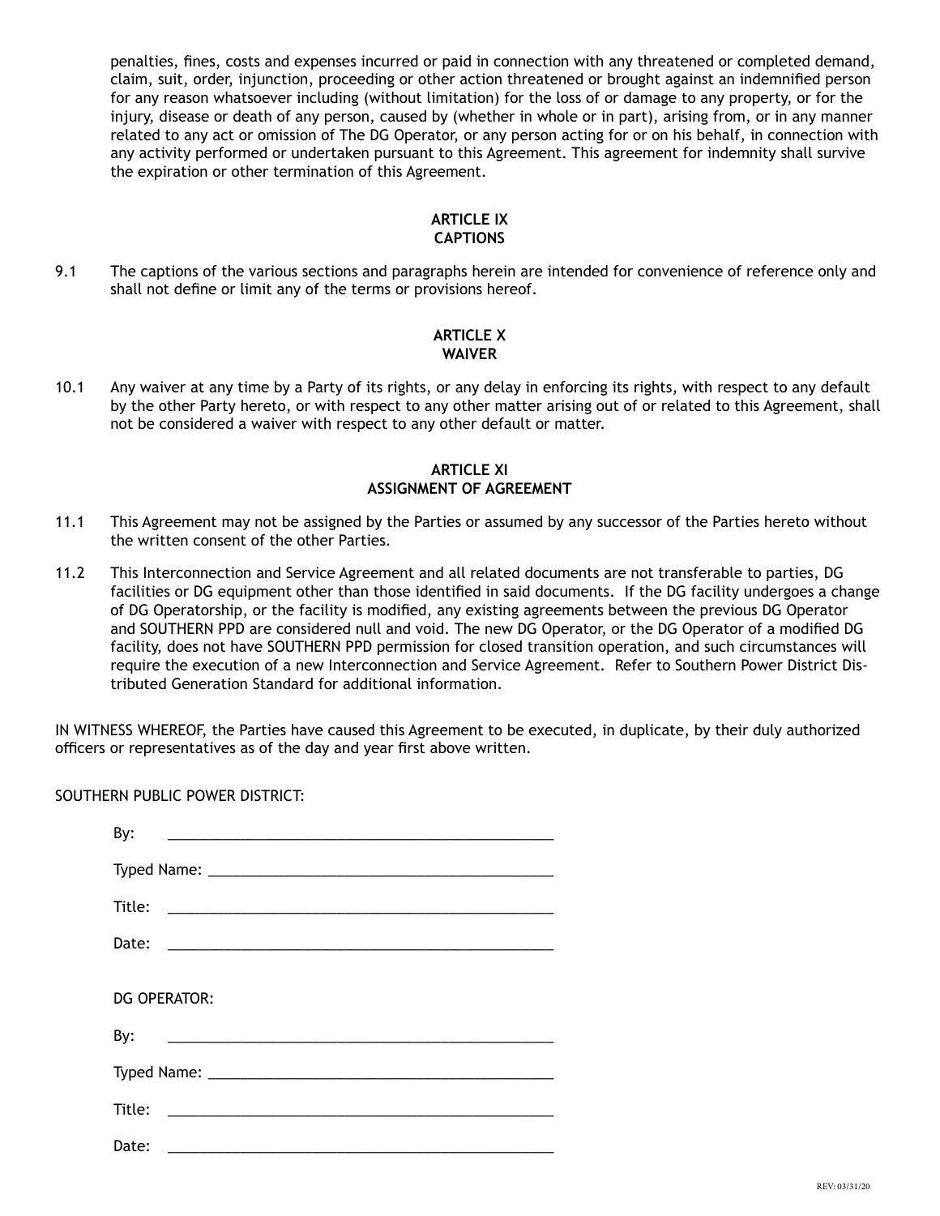penalties, fines, costs and expenses incurred or paid in connection with any threatened or completed demand, claim, suit, order, injunction, proceeding or other action threatened or brought against an indemnified person for any reason whatsoever including (without limitation) for the loss of or damage to any property, or for the injury, disease or death of any person, caused by (whether in whole or in part), arising from, or in any manner related to any act or omission of The DG Operator, or any person acting for or on his behalf, in connection with any activity performed or undertaken pursuant to this Agreement. This agreement for indemnity shall survive the expiration or other termination of this Agreement.

## ARTICLE IX
## CAPTIONS

9.1 The captions of the various sections and paragraphs herein are intended for convenience of reference only and shall not define or limit any of the terms or provisions hereof.

## ARTICLE X
## WAIVER

10.1 Any waiver at any time by a Party of its rights, or any delay in enforcing its rights, with respect to any default by the other Party hereto, or with respect to any other matter arising out of or related to this Agreement, shall not be considered a waiver with respect to any other default or matter.

## ARTICLE XI
## ASSIGNMENT OF AGREEMENT

11.1 This Agreement may not be assigned by the Parties or assumed by any successor of the Parties hereto without the written consent of the other Parties.

11.2 This Interconnection and Service Agreement and all related documents are not transferable to parties, DG facilities or DG equipment other than those identified in said documents. If the DG facility undergoes a change of DG Operatorship, or the facility is modified, any existing agreements between the previous DG Operator and SOUTHERN PPD are considered null and void. The new DG Operator, or the DG Operator of a modified DG facility, does not have SOUTHERN PPD permission for closed transition operation, and such circumstances will require the execution of a new Interconnection and Service Agreement. Refer to Southern Power District Distributed Generation Standard for additional information.

IN WITNESS WHEREOF, the Parties have caused this Agreement to be executed, in duplicate, by their duly authorized officers or representatives as of the day and year first above written.

SOUTHERN PUBLIC POWER DISTRICT:

By: \_\_\_\_\_\_\_\_\_\_\_\_\_\_\_\_\_\_\_\_\_\_\_\_\_\_\_\_\_\_\_\_\_\_\_\_\_\_\_\_\_\_\_\_

Typed Name: \_\_\_\_\_\_\_\_\_\_\_\_\_\_\_\_\_\_\_\_\_\_\_\_\_\_\_\_\_\_\_\_\_\_\_\_\_\_

Title: \_\_\_\_\_\_\_\_\_\_\_\_\_\_\_\_\_\_\_\_\_\_\_\_\_\_\_\_\_\_\_\_\_\_\_\_\_\_\_\_\_\_\_\_

Date: \_\_\_\_\_\_\_\_\_\_\_\_\_\_\_\_\_\_\_\_\_\_\_\_\_\_\_\_\_\_\_\_\_\_\_\_\_\_\_\_\_\_\_\_

DG OPERATOR:

By: \_\_\_\_\_\_\_\_\_\_\_\_\_\_\_\_\_\_\_\_\_\_\_\_\_\_\_\_\_\_\_\_\_\_\_\_\_\_\_\_\_\_\_\_

Typed Name: \_\_\_\_\_\_\_\_\_\_\_\_\_\_\_\_\_\_\_\_\_\_\_\_\_\_\_\_\_\_\_\_\_\_\_\_\_\_

Title: \_\_\_\_\_\_\_\_\_\_\_\_\_\_\_\_\_\_\_\_\_\_\_\_\_\_\_\_\_\_\_\_\_\_\_\_\_\_\_\_\_\_\_\_

Date: \_\_\_\_\_\_\_\_\_\_\_\_\_\_\_\_\_\_\_\_\_\_\_\_\_\_\_\_\_\_\_\_\_\_\_\_\_\_\_\_\_\_\_\_

REV: 03/31/20